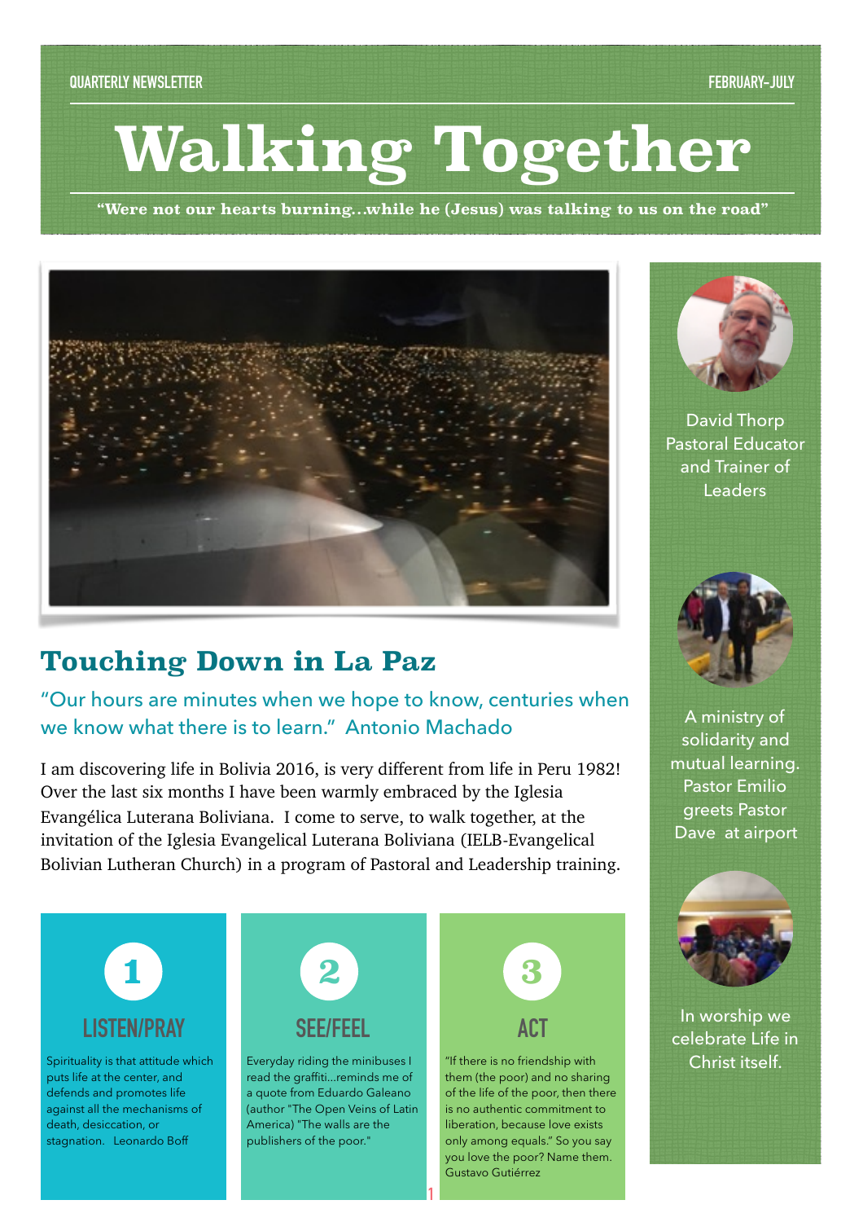QUARTERLY NEWSLETTER

FEBRUARY-JULY

# Walking Together

**"Were not our hearts burning…while he (Jesus) was talking to us on the road"**

## Touching Down in La Paz

"Our hours are minutes when we hope to know, centuries when we know what there is to learn." Antonio Machado

I am discovering life in Bolivia 2016, is very different from life in Peru 1982! Over the last six months I have been warmly embraced by the Iglesia Evangélica Luterana Boliviana. I come to serve, to walk together, at the invitation of the Iglesia Evangelical Luterana Boliviana (IELB-Evangelical Bolivian Lutheran Church) in a program of Pastoral and Leadership training.

### 1 LISTEN/PRAY

Spirituality is that attitude which puts life at the center, and defends and promotes life against all the mechanisms of death, desiccation, or stagnation. Leonardo Boff

### 2 SEE/FEEL

Everyday riding the minibuses I read the graffiti…reminds me of a quote from Eduardo Galeano (author "The Open Veins of Latin America) "The walls are the publishers of the poor."

### 3 ACT

"If there is no friendship with them (the poor) and no sharing of the life of the poor, then there is no authentic commitment to liberation, because love exists only among equals." So you say you love the poor? Name them. Gustavo Gutiérrez

David Thorp
Pastoral Educator and Trainer of Leaders

A ministry of solidarity and mutual learning. Pastor Emilio greets Pastor Dave at airport

In worship we celebrate Life in Christ itself.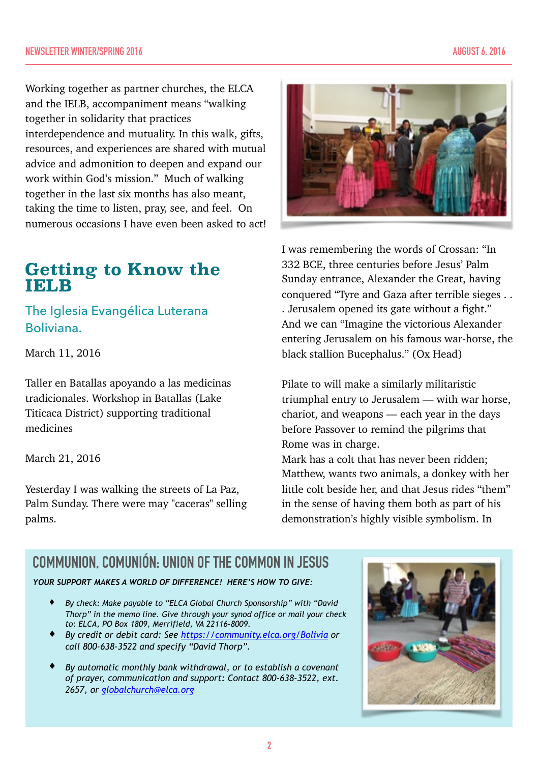Working together as partner churches, the ELCA and the IELB, accompaniment means "walking together in solidarity that practices interdependence and mutuality. In this walk, gifts, resources, and experiences are shared with mutual advice and admonition to deepen and expand our work within God's mission." Much of walking together in the last six months has also meant, taking the time to listen, pray, see, and feel. On numerous occasions I have even been asked to act!

## Getting to Know the IELB

### The Iglesia Evangélica Luterana Boliviana.

March 11, 2016

Taller en Batallas apoyando a las medicinas tradicionales. Workshop in Batallas (Lake Titicaca District) supporting traditional medicines

March 21, 2016

Yesterday I was walking the streets of La Paz, Palm Sunday. There were may "caceras" selling palms.

I was remembering the words of Crossan: "In 332 BCE, three centuries before Jesus' Palm Sunday entrance, Alexander the Great, having conquered "Tyre and Gaza after terrible sieges . . . Jerusalem opened its gate without a fight." And we can "Imagine the victorious Alexander entering Jerusalem on his famous war-horse, the black stallion Bucephalus." (Ox Head)

Pilate to will make a similarly militaristic triumphal entry to Jerusalem — with war horse, chariot, and weapons — each year in the days before Passover to remind the pilgrims that Rome was in charge.
Mark has a colt that has never been ridden; Matthew, wants two animals, a donkey with her little colt beside her, and that Jesus rides "them" in the sense of having them both as part of his demonstration's highly visible symbolism. In

## COMMUNION, COMUNIÓN: UNION OF THE COMMON IN JESUS

***YOUR SUPPORT MAKES A WORLD OF DIFFERENCE! HERE'S HOW TO GIVE:***

- *By check: Make payable to "ELCA Global Church Sponsorship" with "David Thorp" in the memo line. Give through your synod office or mail your check to: ELCA, PO Box 1809, Merrifield, VA 22116-8009.*
- *By credit or debit card: See https://community.elca.org/Bolivia or call 800-638-3522 and specify "David Thorp".*
- *By automatic monthly bank withdrawal, or to establish a covenant of prayer, communication and support: Contact 800-638-3522, ext. 2657, or globalchurch@elca.org*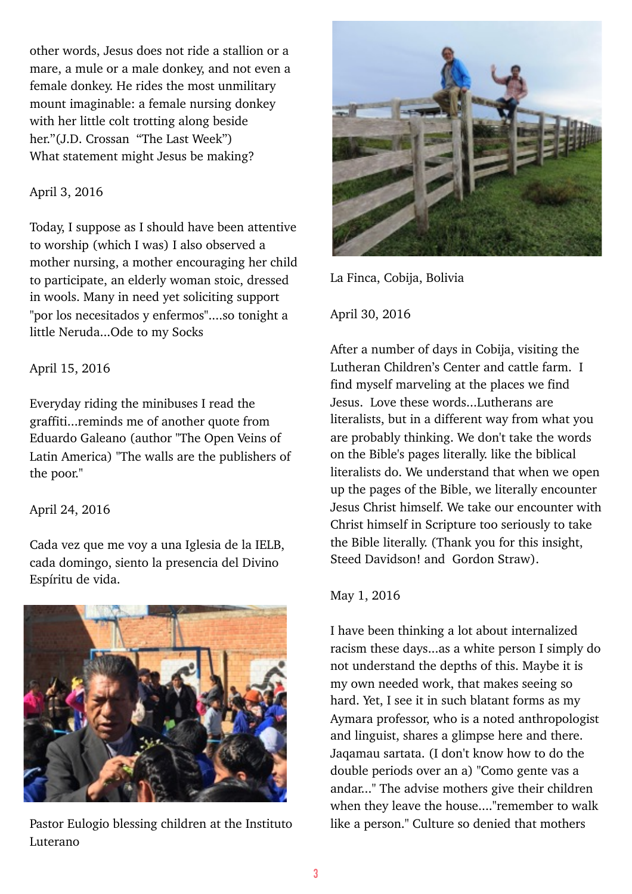other words, Jesus does not ride a stallion or a mare, a mule or a male donkey, and not even a female donkey. He rides the most unmilitary mount imaginable: a female nursing donkey with her little colt trotting along beside her."(J.D. Crossan "The Last Week")
What statement might Jesus be making?

April 3, 2016

Today, I suppose as I should have been attentive to worship (which I was) I also observed a mother nursing, a mother encouraging her child to participate, an elderly woman stoic, dressed in wools. Many in need yet soliciting support "por los necesitados y enfermos"....so tonight a little Neruda...Ode to my Socks

April 15, 2016

Everyday riding the minibuses I read the graffiti...reminds me of another quote from Eduardo Galeano (author "The Open Veins of Latin America) "The walls are the publishers of the poor."

April 24, 2016

Cada vez que me voy a una Iglesia de la IELB, cada domingo, siento la presencia del Divino Espíritu de vida.

Pastor Eulogio blessing children at the Instituto Luterano

La Finca, Cobija, Bolivia

April 30, 2016

After a number of days in Cobija, visiting the Lutheran Children's Center and cattle farm. I find myself marveling at the places we find Jesus. Love these words...Lutherans are literalists, but in a different way from what you are probably thinking. We don't take the words on the Bible's pages literally. like the biblical literalists do. We understand that when we open up the pages of the Bible, we literally encounter Jesus Christ himself. We take our encounter with Christ himself in Scripture too seriously to take the Bible literally. (Thank you for this insight, Steed Davidson! and Gordon Straw).

May 1, 2016

I have been thinking a lot about internalized racism these days...as a white person I simply do not understand the depths of this. Maybe it is my own needed work, that makes seeing so hard. Yet, I see it in such blatant forms as my Aymara professor, who is a noted anthropologist and linguist, shares a glimpse here and there. Jaqamau sartata. (I don't know how to do the double periods over an a) "Como gente vas a andar..." The advise mothers give their children when they leave the house...."remember to walk like a person." Culture so denied that mothers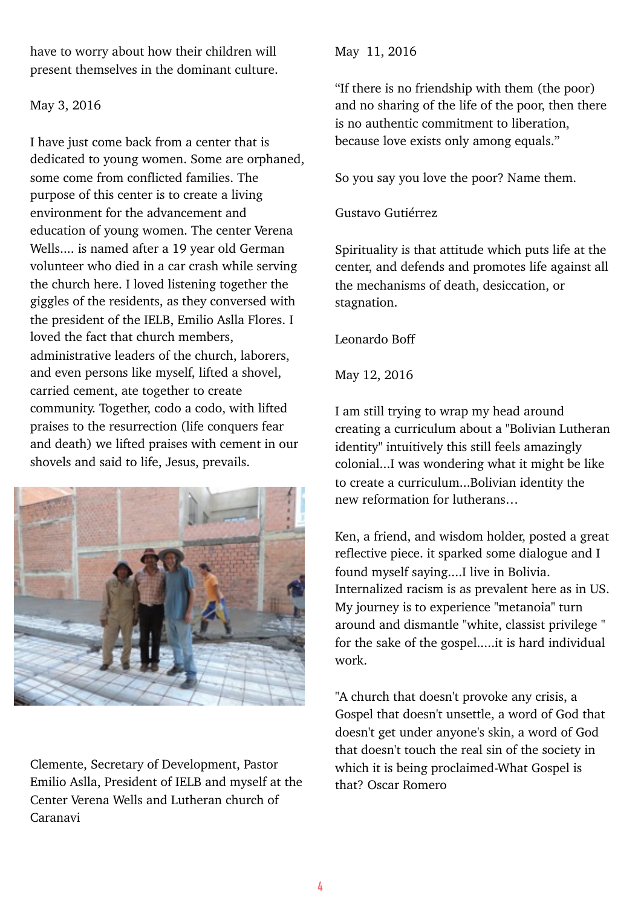have to worry about how their children will present themselves in the dominant culture.

May 3, 2016

I have just come back from a center that is dedicated to young women. Some are orphaned, some come from conflicted families. The purpose of this center is to create a living environment for the advancement and education of young women. The center Verena Wells.... is named after a 19 year old German volunteer who died in a car crash while serving the church here. I loved listening together the giggles of the residents, as they conversed with the president of the IELB, Emilio Aslla Flores. I loved the fact that church members, administrative leaders of the church, laborers, and even persons like myself, lifted a shovel, carried cement, ate together to create community. Together, codo a codo, with lifted praises to the resurrection (life conquers fear and death) we lifted praises with cement in our shovels and said to life, Jesus, prevails.

Clemente, Secretary of Development, Pastor Emilio Aslla, President of IELB and myself at the Center Verena Wells and Lutheran church of Caranavi

May 11, 2016

"If there is no friendship with them (the poor) and no sharing of the life of the poor, then there is no authentic commitment to liberation, because love exists only among equals."

So you say you love the poor? Name them.

Gustavo Gutiérrez

Spirituality is that attitude which puts life at the center, and defends and promotes life against all the mechanisms of death, desiccation, or stagnation.

Leonardo Boff

May 12, 2016

I am still trying to wrap my head around creating a curriculum about a "Bolivian Lutheran identity" intuitively this still feels amazingly colonial...I was wondering what it might be like to create a curriculum...Bolivian identity the new reformation for lutherans…

Ken, a friend, and wisdom holder, posted a great reflective piece. it sparked some dialogue and I found myself saying....I live in Bolivia. Internalized racism is as prevalent here as in US. My journey is to experience "metanoia" turn around and dismantle "white, classist privilege " for the sake of the gospel.....it is hard individual work.

"A church that doesn't provoke any crisis, a Gospel that doesn't unsettle, a word of God that doesn't get under anyone's skin, a word of God that doesn't touch the real sin of the society in which it is being proclaimed-What Gospel is that? Oscar Romero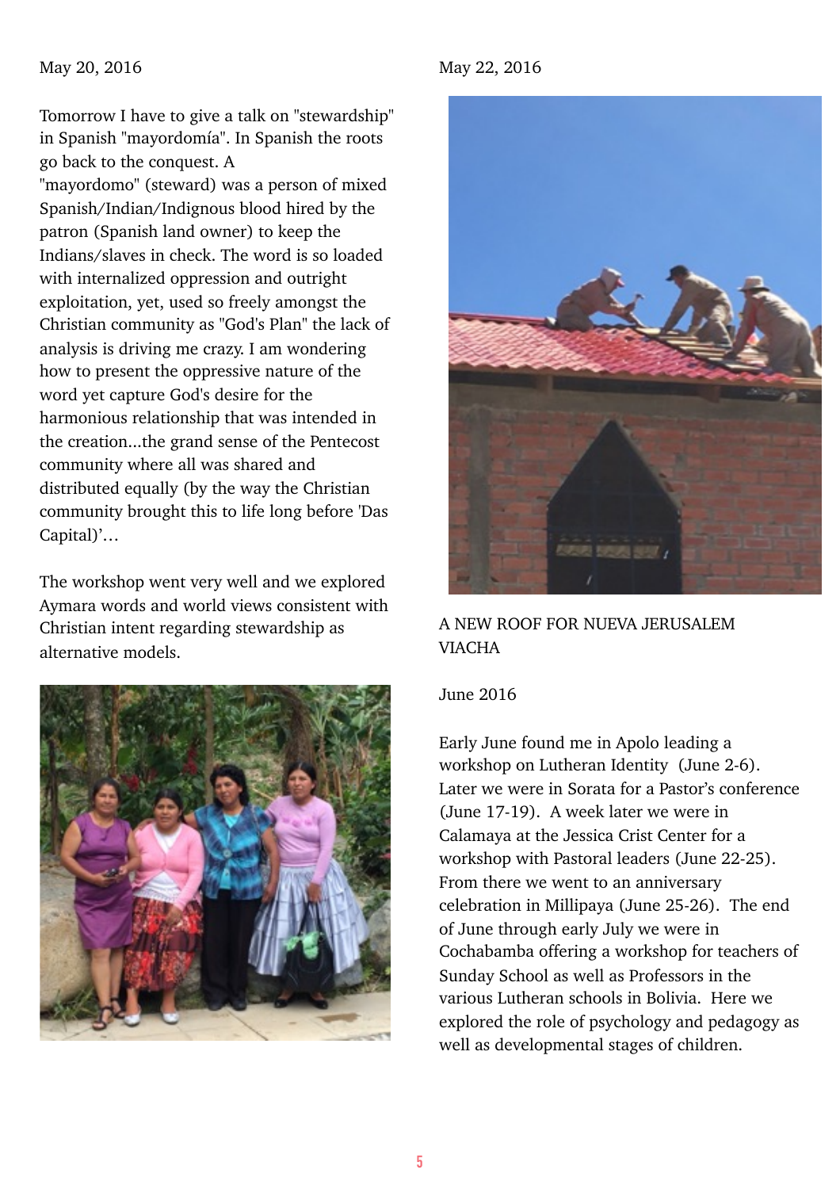May 20, 2016

Tomorrow I have to give a talk on "stewardship" in Spanish "mayordomía". In Spanish the roots go back to the conquest. A "mayordomo" (steward) was a person of mixed Spanish/Indian/Indignous blood hired by the patron (Spanish land owner) to keep the Indians/slaves in check. The word is so loaded with internalized oppression and outright exploitation, yet, used so freely amongst the Christian community as "God's Plan" the lack of analysis is driving me crazy. I am wondering how to present the oppressive nature of the word yet capture God's desire for the harmonious relationship that was intended in the creation...the grand sense of the Pentecost community where all was shared and distributed equally (by the way the Christian community brought this to life long before 'Das Capital)'…

The workshop went very well and we explored Aymara words and world views consistent with Christian intent regarding stewardship as alternative models.

May 22, 2016

A NEW ROOF FOR NUEVA JERUSALEM VIACHA

June 2016

Early June found me in Apolo leading a workshop on Lutheran Identity (June 2-6). Later we were in Sorata for a Pastor's conference (June 17-19). A week later we were in Calamaya at the Jessica Crist Center for a workshop with Pastoral leaders (June 22-25). From there we went to an anniversary celebration in Millipaya (June 25-26). The end of June through early July we were in Cochabamba offering a workshop for teachers of Sunday School as well as Professors in the various Lutheran schools in Bolivia. Here we explored the role of psychology and pedagogy as well as developmental stages of children.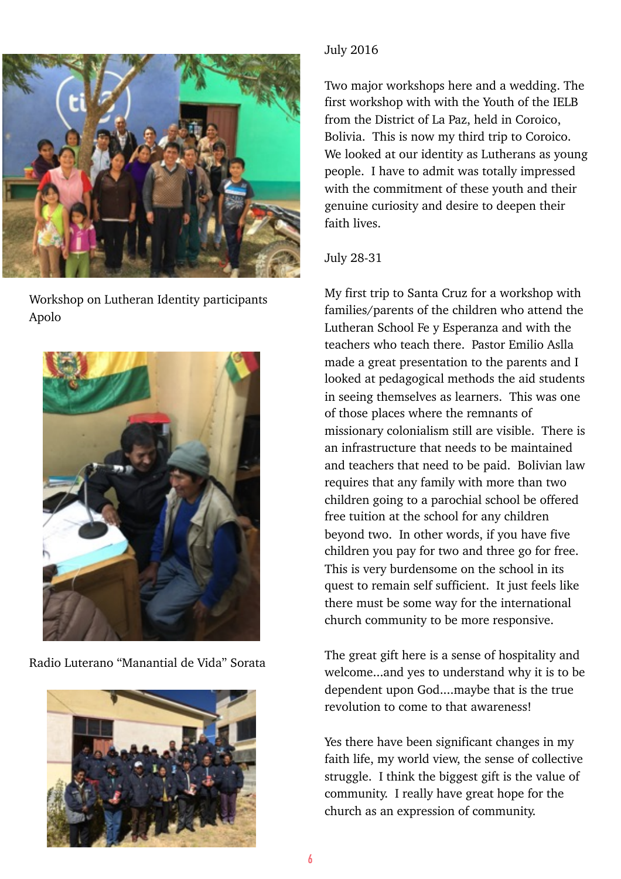July 2016

Two major workshops here and a wedding. The first workshop with with the Youth of the IELB from the District of La Paz, held in Coroico, Bolivia. This is now my third trip to Coroico. We looked at our identity as Lutherans as young people. I have to admit was totally impressed with the commitment of these youth and their genuine curiosity and desire to deepen their faith lives.

July 28-31

My first trip to Santa Cruz for a workshop with families/parents of the children who attend the Lutheran School Fe y Esperanza and with the teachers who teach there. Pastor Emilio Aslla made a great presentation to the parents and I looked at pedagogical methods the aid students in seeing themselves as learners. This was one of those places where the remnants of missionary colonialism still are visible. There is an infrastructure that needs to be maintained and teachers that need to be paid. Bolivian law requires that any family with more than two children going to a parochial school be offered free tuition at the school for any children beyond two. In other words, if you have five children you pay for two and three go for free. This is very burdensome on the school in its quest to remain self sufficient. It just feels like there must be some way for the international church community to be more responsive.

The great gift here is a sense of hospitality and welcome...and yes to understand why it is to be dependent upon God....maybe that is the true revolution to come to that awareness!

Yes there have been significant changes in my faith life, my world view, the sense of collective struggle. I think the biggest gift is the value of community. I really have great hope for the church as an expression of community.

Workshop on Lutheran Identity participants Apolo

Radio Luterano “Manantial de Vida” Sorata